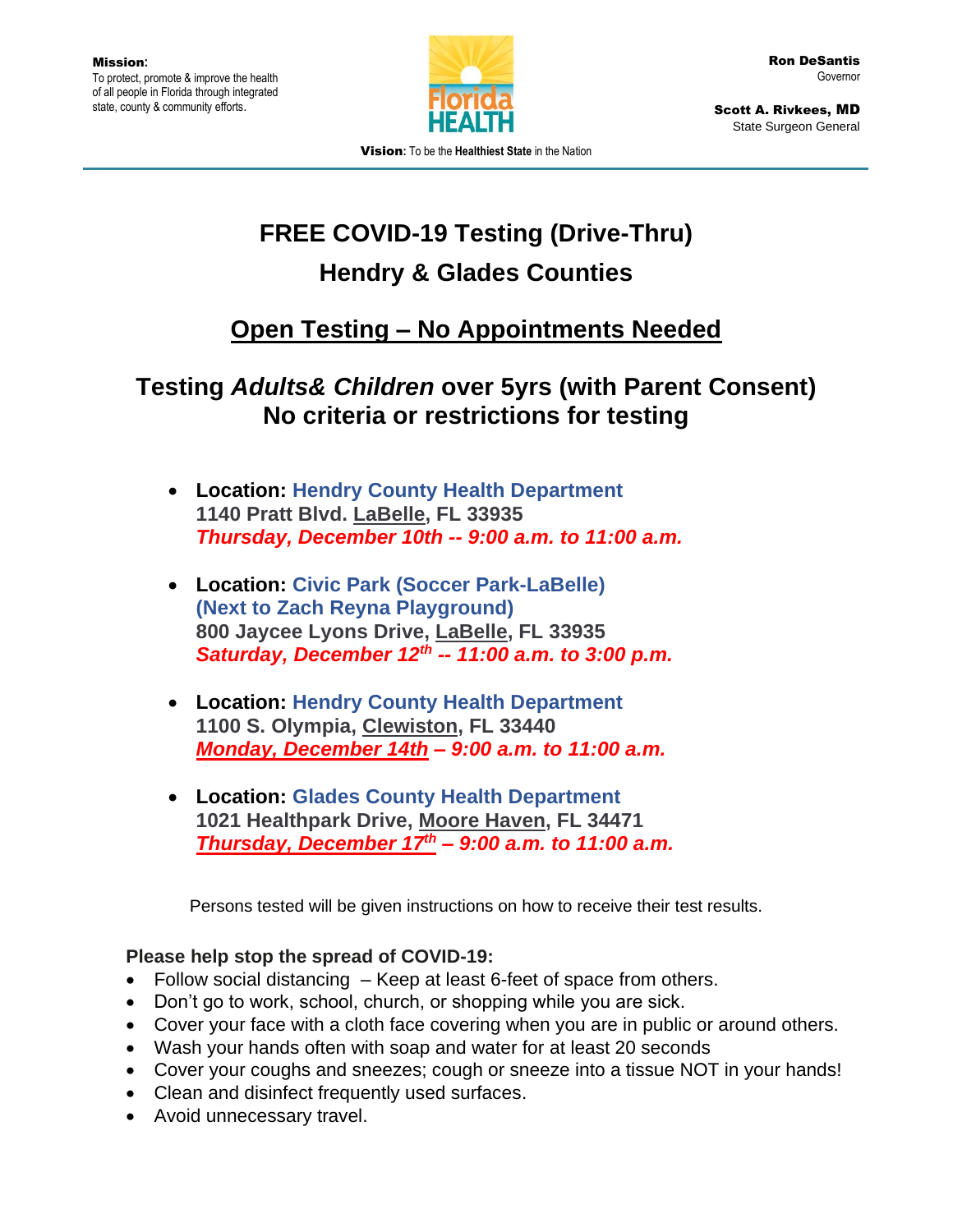**Mission**:
To protect, promote & improve the health of all people in Florida through integrated state, county & community efforts.

Florida HEALTH

**Ron DeSantis**
Governor

**Scott A. Rivkees, MD**
State Surgeon General

**Vision:** To be the **Healthiest State** in the Nation

# FREE COVID-19 Testing (Drive-Thru)

## Hendry & Glades Counties

## Open Testing – No Appointments Needed

## Testing *Adults& Children* over 5yrs (with Parent Consent)
## No criteria or restrictions for testing

- **Location: Hendry County Health Department**
  **1140 Pratt Blvd. LaBelle, FL 33935**
  ***Thursday, December 10th -- 9:00 a.m. to 11:00 a.m.***

- **Location: Civic Park (Soccer Park-LaBelle) (Next to Zach Reyna Playground)**
  **800 Jaycee Lyons Drive, LaBelle, FL 33935**
  ***Saturday, December 12th -- 11:00 a.m. to 3:00 p.m.***

- **Location: Hendry County Health Department**
  **1100 S. Olympia, Clewiston, FL 33440**
  ***Monday, December 14th – 9:00 a.m. to 11:00 a.m.***

- **Location: Glades County Health Department**
  **1021 Healthpark Drive, Moore Haven, FL 34471**
  ***Thursday, December 17th – 9:00 a.m. to 11:00 a.m.***

Persons tested will be given instructions on how to receive their test results.

**Please help stop the spread of COVID-19:**

- Follow social distancing – Keep at least 6-feet of space from others.
- Don't go to work, school, church, or shopping while you are sick.
- Cover your face with a cloth face covering when you are in public or around others.
- Wash your hands often with soap and water for at least 20 seconds
- Cover your coughs and sneezes; cough or sneeze into a tissue NOT in your hands!
- Clean and disinfect frequently used surfaces.
- Avoid unnecessary travel.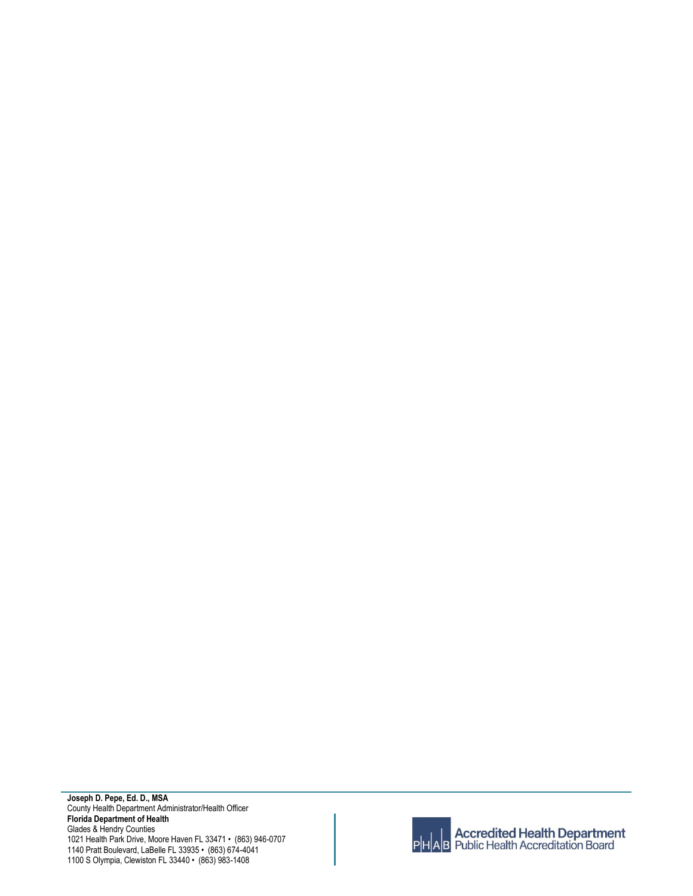**Joseph D. Pepe, Ed. D., MSA**
County Health Department Administrator/Health Officer
**Florida Department of Health**
Glades & Hendry Counties
1021 Health Park Drive, Moore Haven FL 33471 • (863) 946-0707
1140 Pratt Boulevard, LaBelle FL 33935 • (863) 674-4041
1100 S Olympia, Clewiston FL 33440 • (863) 983-1408

PHAB Accredited Health Department
Public Health Accreditation Board